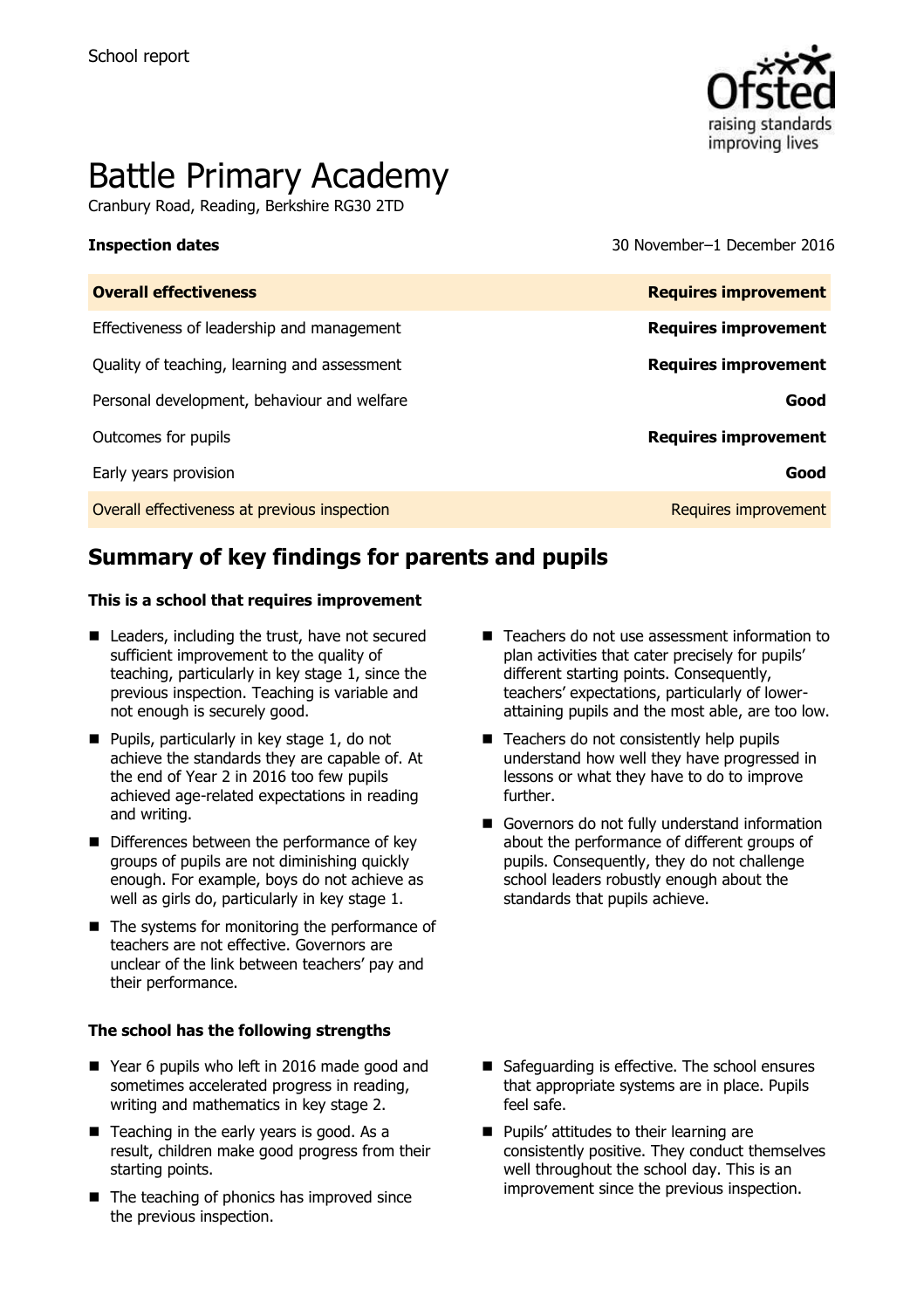School report

# Battle Primary Academy

Cranbury Road, Reading, Berkshire RG30 2TD

**Inspection dates** 30 November–1 December 2016

| **Overall effectiveness** | **Requires improvement** |
| --- | --- |
| Effectiveness of leadership and management | **Requires improvement** |
| Quality of teaching, learning and assessment | **Requires improvement** |
| Personal development, behaviour and welfare | **Good** |
| Outcomes for pupils | **Requires improvement** |
| Early years provision | **Good** |
| Overall effectiveness at previous inspection | Requires improvement |

## Summary of key findings for parents and pupils

**This is a school that requires improvement**

- Leaders, including the trust, have not secured sufficient improvement to the quality of teaching, particularly in key stage 1, since the previous inspection. Teaching is variable and not enough is securely good.
- Pupils, particularly in key stage 1, do not achieve the standards they are capable of. At the end of Year 2 in 2016 too few pupils achieved age-related expectations in reading and writing.
- Differences between the performance of key groups of pupils are not diminishing quickly enough. For example, boys do not achieve as well as girls do, particularly in key stage 1.
- The systems for monitoring the performance of teachers are not effective. Governors are unclear of the link between teachers' pay and their performance.
- Teachers do not use assessment information to plan activities that cater precisely for pupils' different starting points. Consequently, teachers' expectations, particularly of lower-attaining pupils and the most able, are too low.
- Teachers do not consistently help pupils understand how well they have progressed in lessons or what they have to do to improve further.
- Governors do not fully understand information about the performance of different groups of pupils. Consequently, they do not challenge school leaders robustly enough about the standards that pupils achieve.

**The school has the following strengths**

- Year 6 pupils who left in 2016 made good and sometimes accelerated progress in reading, writing and mathematics in key stage 2.
- Teaching in the early years is good. As a result, children make good progress from their starting points.
- The teaching of phonics has improved since the previous inspection.
- Safeguarding is effective. The school ensures that appropriate systems are in place. Pupils feel safe.
- Pupils' attitudes to their learning are consistently positive. They conduct themselves well throughout the school day. This is an improvement since the previous inspection.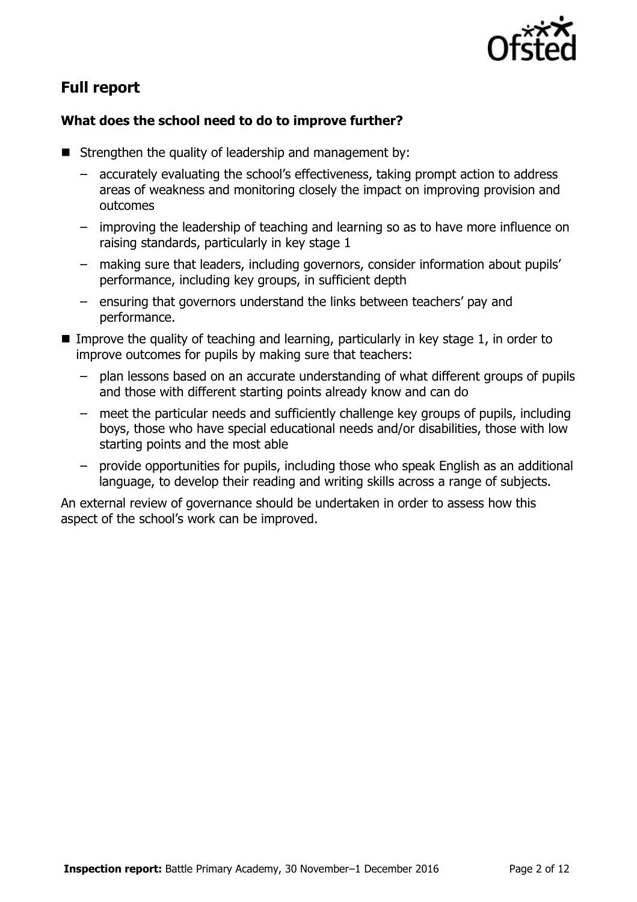## Full report

### What does the school need to do to improve further?

- Strengthen the quality of leadership and management by:
  - accurately evaluating the school's effectiveness, taking prompt action to address areas of weakness and monitoring closely the impact on improving provision and outcomes
  - improving the leadership of teaching and learning so as to have more influence on raising standards, particularly in key stage 1
  - making sure that leaders, including governors, consider information about pupils' performance, including key groups, in sufficient depth
  - ensuring that governors understand the links between teachers' pay and performance.
- Improve the quality of teaching and learning, particularly in key stage 1, in order to improve outcomes for pupils by making sure that teachers:
  - plan lessons based on an accurate understanding of what different groups of pupils and those with different starting points already know and can do
  - meet the particular needs and sufficiently challenge key groups of pupils, including boys, those who have special educational needs and/or disabilities, those with low starting points and the most able
  - provide opportunities for pupils, including those who speak English as an additional language, to develop their reading and writing skills across a range of subjects.

An external review of governance should be undertaken in order to assess how this aspect of the school's work can be improved.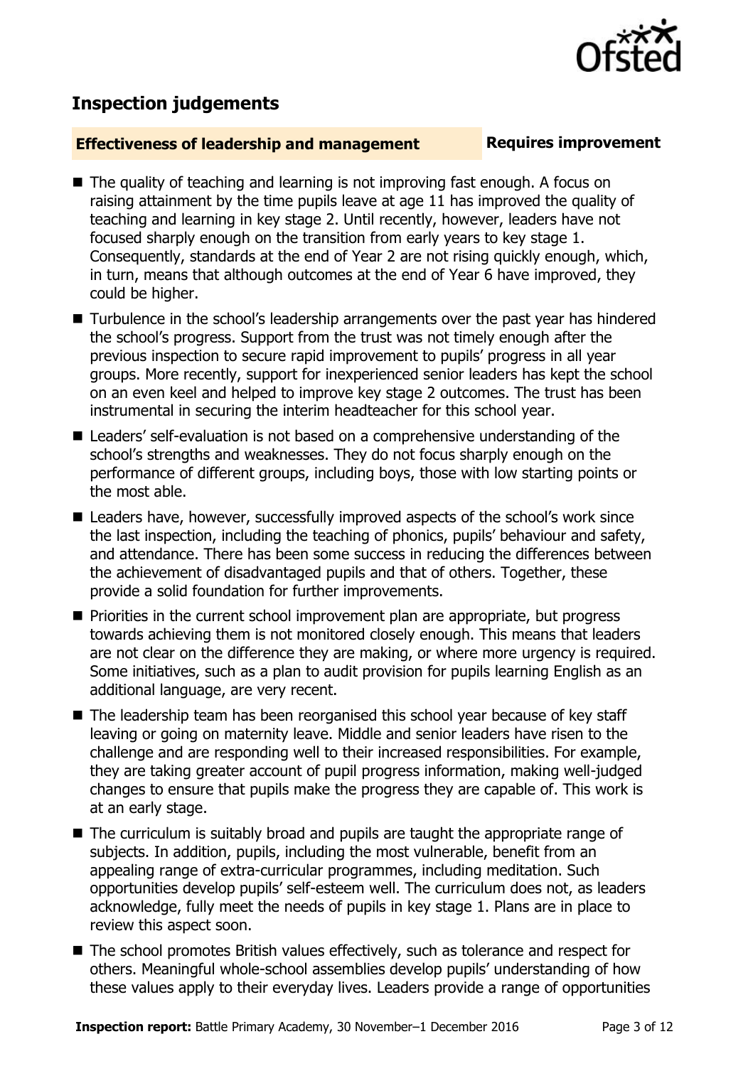## Inspection judgements

**Effectiveness of leadership and management** **Requires improvement**

- The quality of teaching and learning is not improving fast enough. A focus on raising attainment by the time pupils leave at age 11 has improved the quality of teaching and learning in key stage 2. Until recently, however, leaders have not focused sharply enough on the transition from early years to key stage 1. Consequently, standards at the end of Year 2 are not rising quickly enough, which, in turn, means that although outcomes at the end of Year 6 have improved, they could be higher.
- Turbulence in the school's leadership arrangements over the past year has hindered the school's progress. Support from the trust was not timely enough after the previous inspection to secure rapid improvement to pupils' progress in all year groups. More recently, support for inexperienced senior leaders has kept the school on an even keel and helped to improve key stage 2 outcomes. The trust has been instrumental in securing the interim headteacher for this school year.
- Leaders' self-evaluation is not based on a comprehensive understanding of the school's strengths and weaknesses. They do not focus sharply enough on the performance of different groups, including boys, those with low starting points or the most able.
- Leaders have, however, successfully improved aspects of the school's work since the last inspection, including the teaching of phonics, pupils' behaviour and safety, and attendance. There has been some success in reducing the differences between the achievement of disadvantaged pupils and that of others. Together, these provide a solid foundation for further improvements.
- Priorities in the current school improvement plan are appropriate, but progress towards achieving them is not monitored closely enough. This means that leaders are not clear on the difference they are making, or where more urgency is required. Some initiatives, such as a plan to audit provision for pupils learning English as an additional language, are very recent.
- The leadership team has been reorganised this school year because of key staff leaving or going on maternity leave. Middle and senior leaders have risen to the challenge and are responding well to their increased responsibilities. For example, they are taking greater account of pupil progress information, making well-judged changes to ensure that pupils make the progress they are capable of. This work is at an early stage.
- The curriculum is suitably broad and pupils are taught the appropriate range of subjects. In addition, pupils, including the most vulnerable, benefit from an appealing range of extra-curricular programmes, including meditation. Such opportunities develop pupils' self-esteem well. The curriculum does not, as leaders acknowledge, fully meet the needs of pupils in key stage 1. Plans are in place to review this aspect soon.
- The school promotes British values effectively, such as tolerance and respect for others. Meaningful whole-school assemblies develop pupils' understanding of how these values apply to their everyday lives. Leaders provide a range of opportunities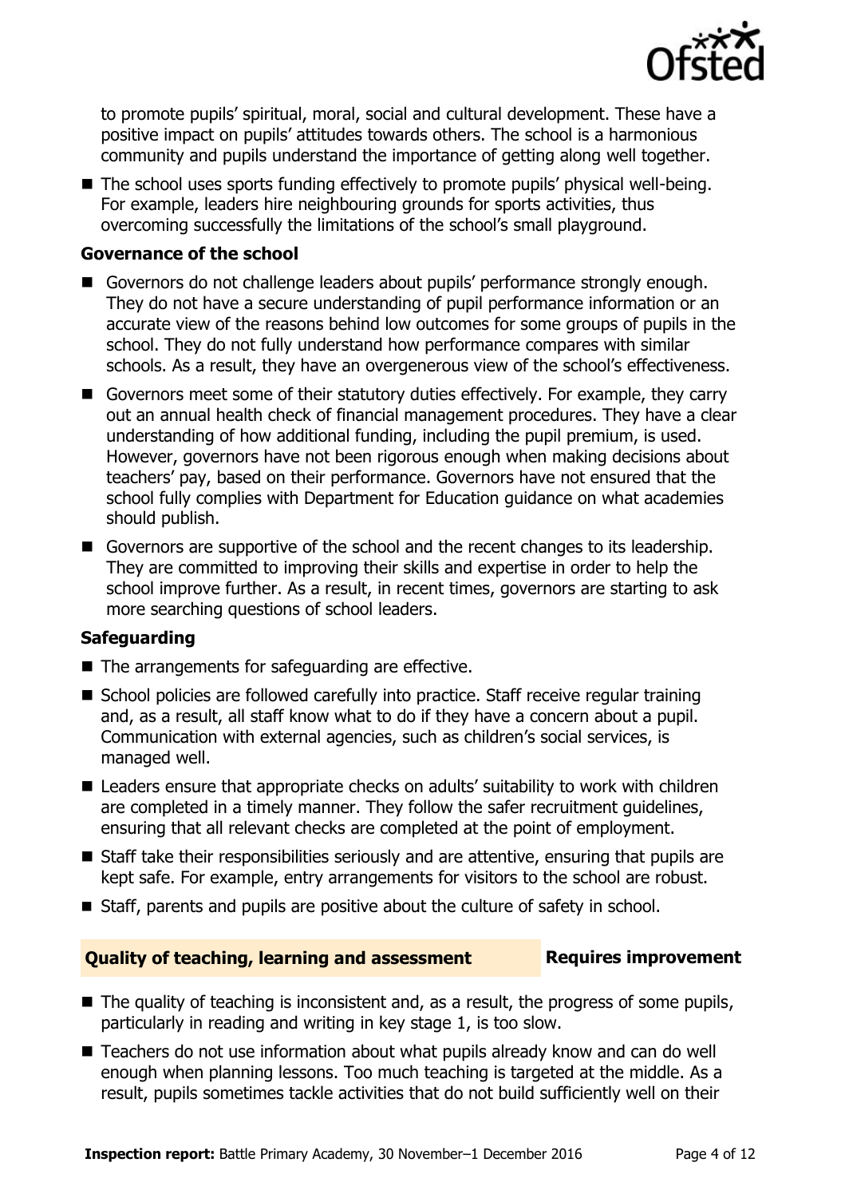to promote pupils' spiritual, moral, social and cultural development. These have a positive impact on pupils' attitudes towards others. The school is a harmonious community and pupils understand the importance of getting along well together.

- The school uses sports funding effectively to promote pupils' physical well-being. For example, leaders hire neighbouring grounds for sports activities, thus overcoming successfully the limitations of the school's small playground.

### Governance of the school

- Governors do not challenge leaders about pupils' performance strongly enough. They do not have a secure understanding of pupil performance information or an accurate view of the reasons behind low outcomes for some groups of pupils in the school. They do not fully understand how performance compares with similar schools. As a result, they have an overgenerous view of the school's effectiveness.
- Governors meet some of their statutory duties effectively. For example, they carry out an annual health check of financial management procedures. They have a clear understanding of how additional funding, including the pupil premium, is used. However, governors have not been rigorous enough when making decisions about teachers' pay, based on their performance. Governors have not ensured that the school fully complies with Department for Education guidance on what academies should publish.
- Governors are supportive of the school and the recent changes to its leadership. They are committed to improving their skills and expertise in order to help the school improve further. As a result, in recent times, governors are starting to ask more searching questions of school leaders.

### Safeguarding

- The arrangements for safeguarding are effective.
- School policies are followed carefully into practice. Staff receive regular training and, as a result, all staff know what to do if they have a concern about a pupil. Communication with external agencies, such as children's social services, is managed well.
- Leaders ensure that appropriate checks on adults' suitability to work with children are completed in a timely manner. They follow the safer recruitment guidelines, ensuring that all relevant checks are completed at the point of employment.
- Staff take their responsibilities seriously and are attentive, ensuring that pupils are kept safe. For example, entry arrangements for visitors to the school are robust.
- Staff, parents and pupils are positive about the culture of safety in school.

## Quality of teaching, learning and assessment — Requires improvement

- The quality of teaching is inconsistent and, as a result, the progress of some pupils, particularly in reading and writing in key stage 1, is too slow.
- Teachers do not use information about what pupils already know and can do well enough when planning lessons. Too much teaching is targeted at the middle. As a result, pupils sometimes tackle activities that do not build sufficiently well on their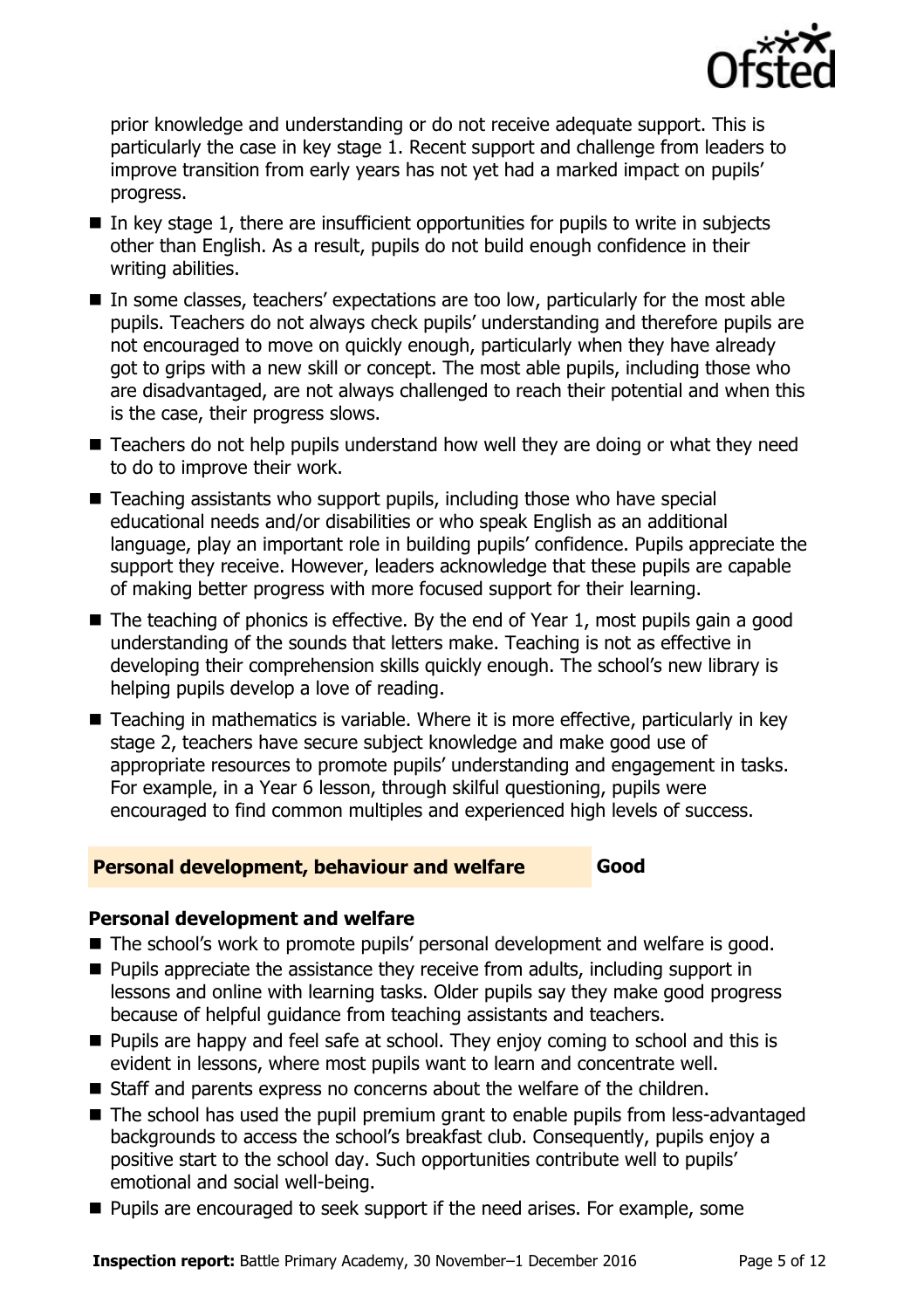prior knowledge and understanding or do not receive adequate support. This is particularly the case in key stage 1. Recent support and challenge from leaders to improve transition from early years has not yet had a marked impact on pupils' progress.

- In key stage 1, there are insufficient opportunities for pupils to write in subjects other than English. As a result, pupils do not build enough confidence in their writing abilities.
- In some classes, teachers' expectations are too low, particularly for the most able pupils. Teachers do not always check pupils' understanding and therefore pupils are not encouraged to move on quickly enough, particularly when they have already got to grips with a new skill or concept. The most able pupils, including those who are disadvantaged, are not always challenged to reach their potential and when this is the case, their progress slows.
- Teachers do not help pupils understand how well they are doing or what they need to do to improve their work.
- Teaching assistants who support pupils, including those who have special educational needs and/or disabilities or who speak English as an additional language, play an important role in building pupils' confidence. Pupils appreciate the support they receive. However, leaders acknowledge that these pupils are capable of making better progress with more focused support for their learning.
- The teaching of phonics is effective. By the end of Year 1, most pupils gain a good understanding of the sounds that letters make. Teaching is not as effective in developing their comprehension skills quickly enough. The school's new library is helping pupils develop a love of reading.
- Teaching in mathematics is variable. Where it is more effective, particularly in key stage 2, teachers have secure subject knowledge and make good use of appropriate resources to promote pupils' understanding and engagement in tasks. For example, in a Year 6 lesson, through skilful questioning, pupils were encouraged to find common multiples and experienced high levels of success.

## Personal development, behaviour and welfare — Good

### Personal development and welfare

- The school's work to promote pupils' personal development and welfare is good.
- Pupils appreciate the assistance they receive from adults, including support in lessons and online with learning tasks. Older pupils say they make good progress because of helpful guidance from teaching assistants and teachers.
- Pupils are happy and feel safe at school. They enjoy coming to school and this is evident in lessons, where most pupils want to learn and concentrate well.
- Staff and parents express no concerns about the welfare of the children.
- The school has used the pupil premium grant to enable pupils from less-advantaged backgrounds to access the school's breakfast club. Consequently, pupils enjoy a positive start to the school day. Such opportunities contribute well to pupils' emotional and social well-being.
- Pupils are encouraged to seek support if the need arises. For example, some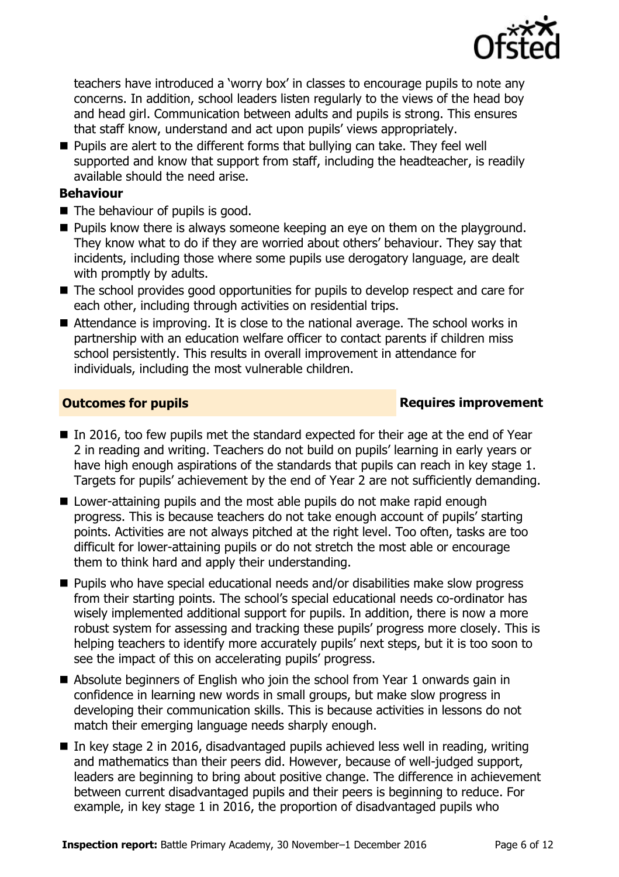teachers have introduced a 'worry box' in classes to encourage pupils to note any concerns. In addition, school leaders listen regularly to the views of the head boy and head girl. Communication between adults and pupils is strong. This ensures that staff know, understand and act upon pupils' views appropriately.

- Pupils are alert to the different forms that bullying can take. They feel well supported and know that support from staff, including the headteacher, is readily available should the need arise.

**Behaviour**

- The behaviour of pupils is good.
- Pupils know there is always someone keeping an eye on them on the playground. They know what to do if they are worried about others' behaviour. They say that incidents, including those where some pupils use derogatory language, are dealt with promptly by adults.
- The school provides good opportunities for pupils to develop respect and care for each other, including through activities on residential trips.
- Attendance is improving. It is close to the national average. The school works in partnership with an education welfare officer to contact parents if children miss school persistently. This results in overall improvement in attendance for individuals, including the most vulnerable children.

## Outcomes for pupils — Requires improvement

- In 2016, too few pupils met the standard expected for their age at the end of Year 2 in reading and writing. Teachers do not build on pupils' learning in early years or have high enough aspirations of the standards that pupils can reach in key stage 1. Targets for pupils' achievement by the end of Year 2 are not sufficiently demanding.
- Lower-attaining pupils and the most able pupils do not make rapid enough progress. This is because teachers do not take enough account of pupils' starting points. Activities are not always pitched at the right level. Too often, tasks are too difficult for lower-attaining pupils or do not stretch the most able or encourage them to think hard and apply their understanding.
- Pupils who have special educational needs and/or disabilities make slow progress from their starting points. The school's special educational needs co-ordinator has wisely implemented additional support for pupils. In addition, there is now a more robust system for assessing and tracking these pupils' progress more closely. This is helping teachers to identify more accurately pupils' next steps, but it is too soon to see the impact of this on accelerating pupils' progress.
- Absolute beginners of English who join the school from Year 1 onwards gain in confidence in learning new words in small groups, but make slow progress in developing their communication skills. This is because activities in lessons do not match their emerging language needs sharply enough.
- In key stage 2 in 2016, disadvantaged pupils achieved less well in reading, writing and mathematics than their peers did. However, because of well-judged support, leaders are beginning to bring about positive change. The difference in achievement between current disadvantaged pupils and their peers is beginning to reduce. For example, in key stage 1 in 2016, the proportion of disadvantaged pupils who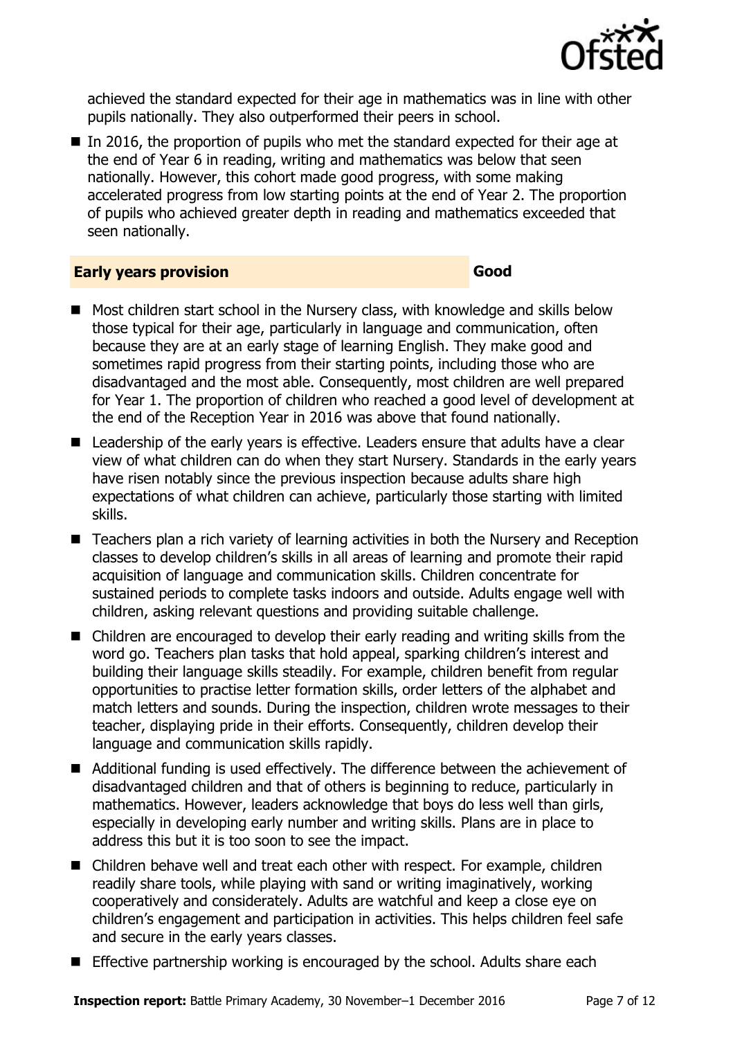achieved the standard expected for their age in mathematics was in line with other pupils nationally. They also outperformed their peers in school.

- In 2016, the proportion of pupils who met the standard expected for their age at the end of Year 6 in reading, writing and mathematics was below that seen nationally. However, this cohort made good progress, with some making accelerated progress from low starting points at the end of Year 2. The proportion of pupils who achieved greater depth in reading and mathematics exceeded that seen nationally.

## Early years provision — Good

- Most children start school in the Nursery class, with knowledge and skills below those typical for their age, particularly in language and communication, often because they are at an early stage of learning English. They make good and sometimes rapid progress from their starting points, including those who are disadvantaged and the most able. Consequently, most children are well prepared for Year 1. The proportion of children who reached a good level of development at the end of the Reception Year in 2016 was above that found nationally.
- Leadership of the early years is effective. Leaders ensure that adults have a clear view of what children can do when they start Nursery. Standards in the early years have risen notably since the previous inspection because adults share high expectations of what children can achieve, particularly those starting with limited skills.
- Teachers plan a rich variety of learning activities in both the Nursery and Reception classes to develop children's skills in all areas of learning and promote their rapid acquisition of language and communication skills. Children concentrate for sustained periods to complete tasks indoors and outside. Adults engage well with children, asking relevant questions and providing suitable challenge.
- Children are encouraged to develop their early reading and writing skills from the word go. Teachers plan tasks that hold appeal, sparking children's interest and building their language skills steadily. For example, children benefit from regular opportunities to practise letter formation skills, order letters of the alphabet and match letters and sounds. During the inspection, children wrote messages to their teacher, displaying pride in their efforts. Consequently, children develop their language and communication skills rapidly.
- Additional funding is used effectively. The difference between the achievement of disadvantaged children and that of others is beginning to reduce, particularly in mathematics. However, leaders acknowledge that boys do less well than girls, especially in developing early number and writing skills. Plans are in place to address this but it is too soon to see the impact.
- Children behave well and treat each other with respect. For example, children readily share tools, while playing with sand or writing imaginatively, working cooperatively and considerately. Adults are watchful and keep a close eye on children's engagement and participation in activities. This helps children feel safe and secure in the early years classes.
- Effective partnership working is encouraged by the school. Adults share each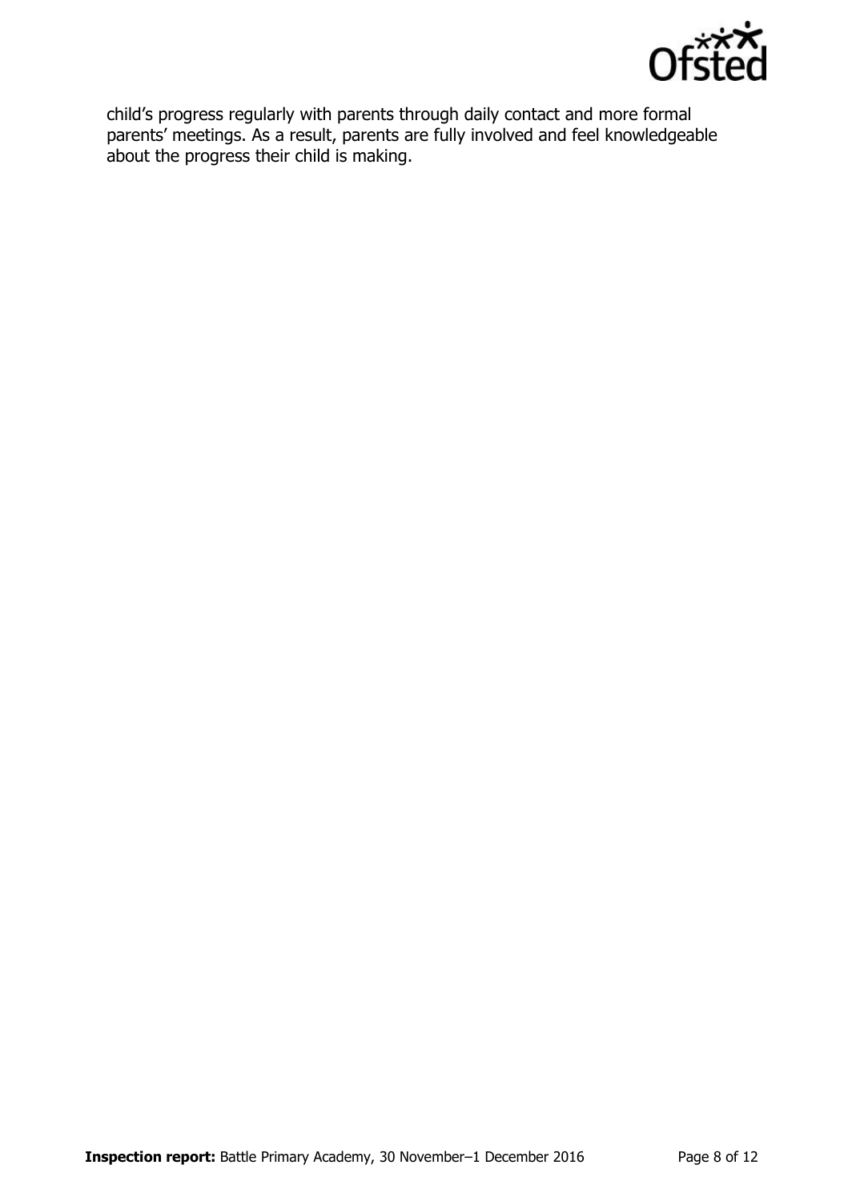child's progress regularly with parents through daily contact and more formal parents' meetings. As a result, parents are fully involved and feel knowledgeable about the progress their child is making.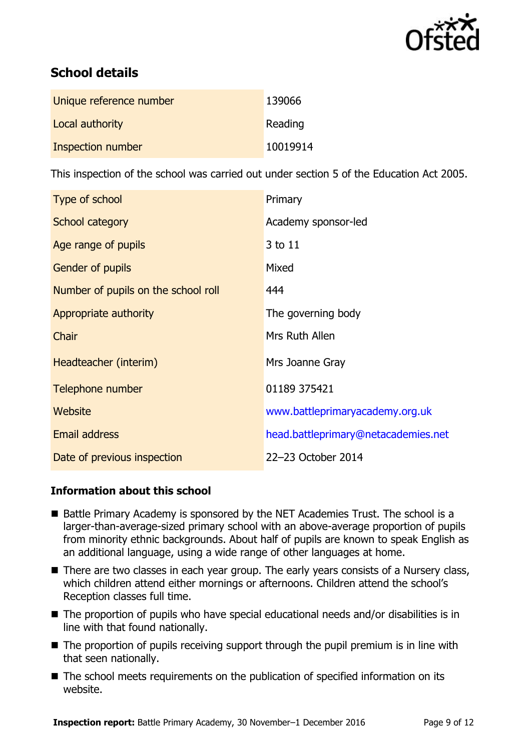## School details

| | |
|---|---|
| Unique reference number | 139066 |
| Local authority | Reading |
| Inspection number | 10019914 |

This inspection of the school was carried out under section 5 of the Education Act 2005.

| | |
|---|---|
| Type of school | Primary |
| School category | Academy sponsor-led |
| Age range of pupils | 3 to 11 |
| Gender of pupils | Mixed |
| Number of pupils on the school roll | 444 |
| Appropriate authority | The governing body |
| Chair | Mrs Ruth Allen |
| Headteacher (interim) | Mrs Joanne Gray |
| Telephone number | 01189 375421 |
| Website | www.battleprimaryacademy.org.uk |
| Email address | head.battleprimary@netacademies.net |
| Date of previous inspection | 22–23 October 2014 |

### Information about this school

- Battle Primary Academy is sponsored by the NET Academies Trust. The school is a larger-than-average-sized primary school with an above-average proportion of pupils from minority ethnic backgrounds. About half of pupils are known to speak English as an additional language, using a wide range of other languages at home.
- There are two classes in each year group. The early years consists of a Nursery class, which children attend either mornings or afternoons. Children attend the school's Reception classes full time.
- The proportion of pupils who have special educational needs and/or disabilities is in line with that found nationally.
- The proportion of pupils receiving support through the pupil premium is in line with that seen nationally.
- The school meets requirements on the publication of specified information on its website.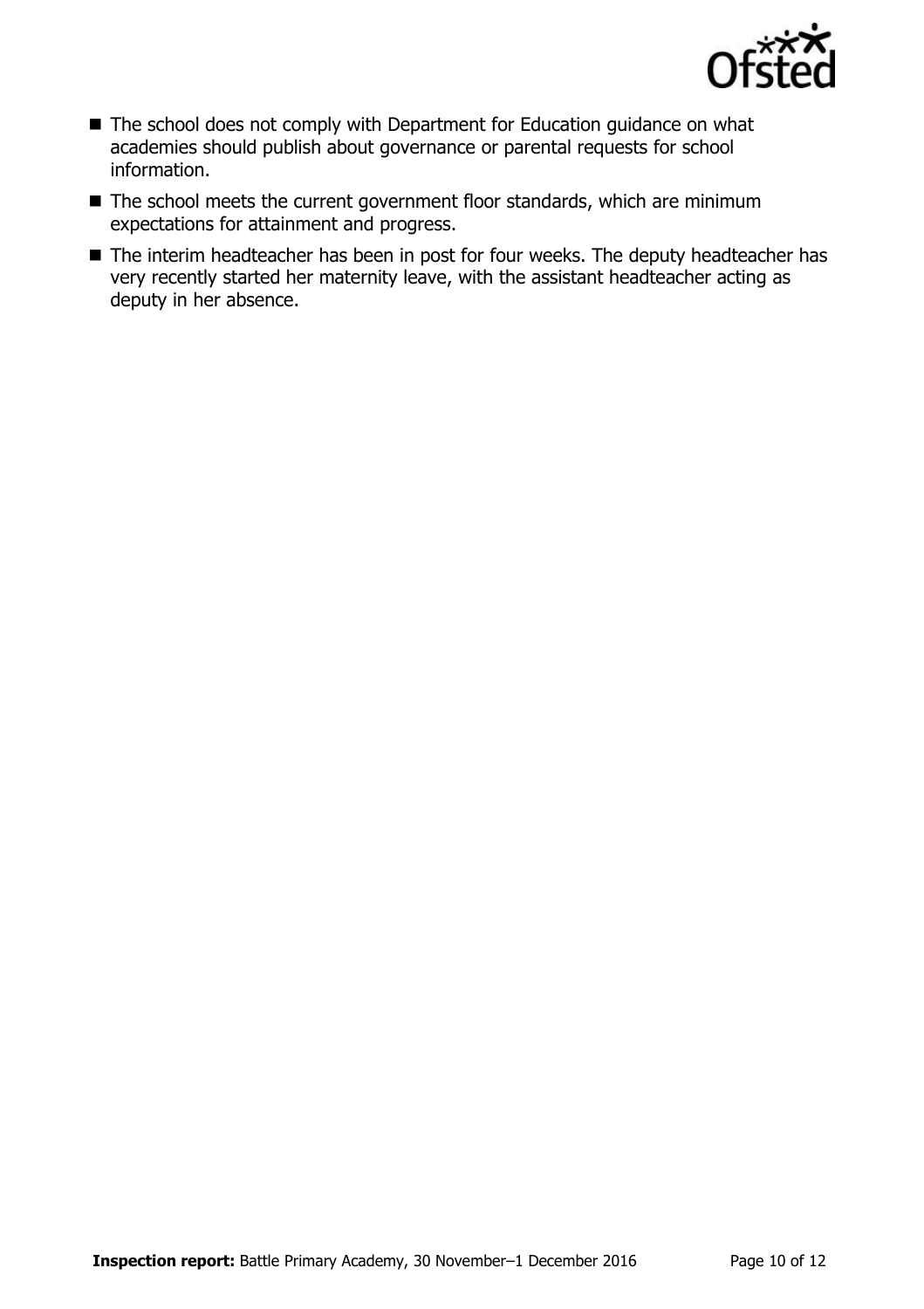- The school does not comply with Department for Education guidance on what academies should publish about governance or parental requests for school information.
- The school meets the current government floor standards, which are minimum expectations for attainment and progress.
- The interim headteacher has been in post for four weeks. The deputy headteacher has very recently started her maternity leave, with the assistant headteacher acting as deputy in her absence.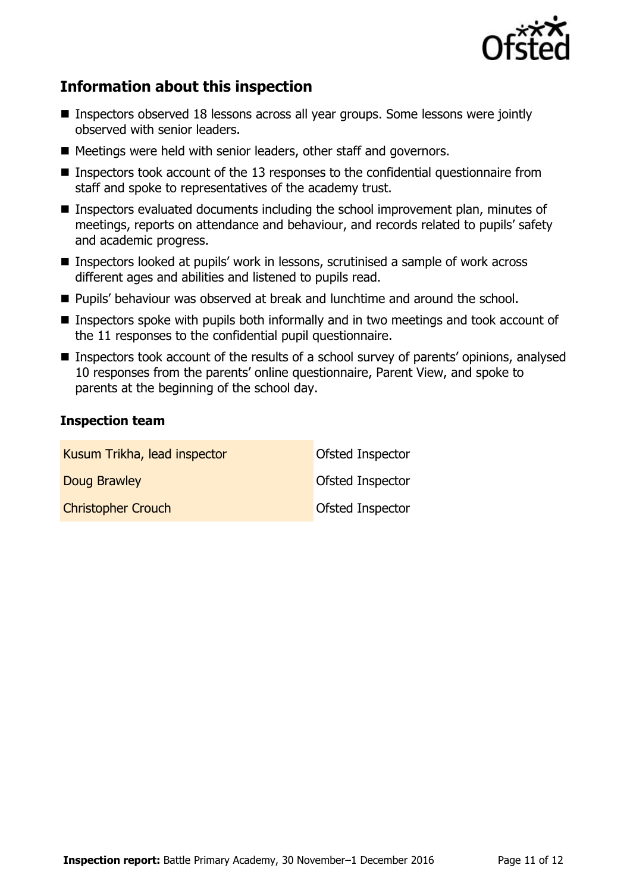## Information about this inspection

- Inspectors observed 18 lessons across all year groups. Some lessons were jointly observed with senior leaders.
- Meetings were held with senior leaders, other staff and governors.
- Inspectors took account of the 13 responses to the confidential questionnaire from staff and spoke to representatives of the academy trust.
- Inspectors evaluated documents including the school improvement plan, minutes of meetings, reports on attendance and behaviour, and records related to pupils' safety and academic progress.
- Inspectors looked at pupils' work in lessons, scrutinised a sample of work across different ages and abilities and listened to pupils read.
- Pupils' behaviour was observed at break and lunchtime and around the school.
- Inspectors spoke with pupils both informally and in two meetings and took account of the 11 responses to the confidential pupil questionnaire.
- Inspectors took account of the results of a school survey of parents' opinions, analysed 10 responses from the parents' online questionnaire, Parent View, and spoke to parents at the beginning of the school day.

### Inspection team

| | |
|---|---|
| Kusum Trikha, lead inspector | Ofsted Inspector |
| Doug Brawley | Ofsted Inspector |
| Christopher Crouch | Ofsted Inspector |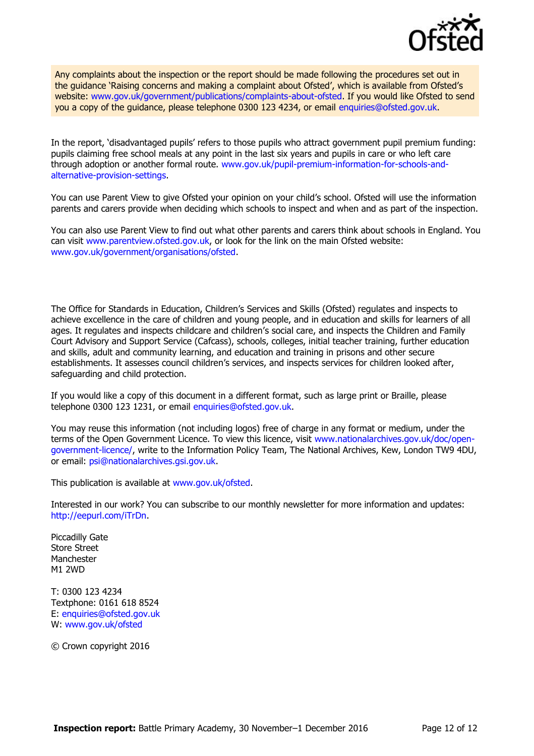Any complaints about the inspection or the report should be made following the procedures set out in the guidance 'Raising concerns and making a complaint about Ofsted', which is available from Ofsted's website: www.gov.uk/government/publications/complaints-about-ofsted. If you would like Ofsted to send you a copy of the guidance, please telephone 0300 123 4234, or email enquiries@ofsted.gov.uk.

In the report, 'disadvantaged pupils' refers to those pupils who attract government pupil premium funding: pupils claiming free school meals at any point in the last six years and pupils in care or who left care through adoption or another formal route. www.gov.uk/pupil-premium-information-for-schools-and-alternative-provision-settings.

You can use Parent View to give Ofsted your opinion on your child's school. Ofsted will use the information parents and carers provide when deciding which schools to inspect and when and as part of the inspection.

You can also use Parent View to find out what other parents and carers think about schools in England. You can visit www.parentview.ofsted.gov.uk, or look for the link on the main Ofsted website: www.gov.uk/government/organisations/ofsted.

The Office for Standards in Education, Children's Services and Skills (Ofsted) regulates and inspects to achieve excellence in the care of children and young people, and in education and skills for learners of all ages. It regulates and inspects childcare and children's social care, and inspects the Children and Family Court Advisory and Support Service (Cafcass), schools, colleges, initial teacher training, further education and skills, adult and community learning, and education and training in prisons and other secure establishments. It assesses council children's services, and inspects services for children looked after, safeguarding and child protection.

If you would like a copy of this document in a different format, such as large print or Braille, please telephone 0300 123 1231, or email enquiries@ofsted.gov.uk.

You may reuse this information (not including logos) free of charge in any format or medium, under the terms of the Open Government Licence. To view this licence, visit www.nationalarchives.gov.uk/doc/open-government-licence/, write to the Information Policy Team, The National Archives, Kew, London TW9 4DU, or email: psi@nationalarchives.gsi.gov.uk.

This publication is available at www.gov.uk/ofsted.

Interested in our work? You can subscribe to our monthly newsletter for more information and updates: http://eepurl.com/iTrDn.

Piccadilly Gate
Store Street
Manchester
M1 2WD

T: 0300 123 4234
Textphone: 0161 618 8524
E: enquiries@ofsted.gov.uk
W: www.gov.uk/ofsted

© Crown copyright 2016